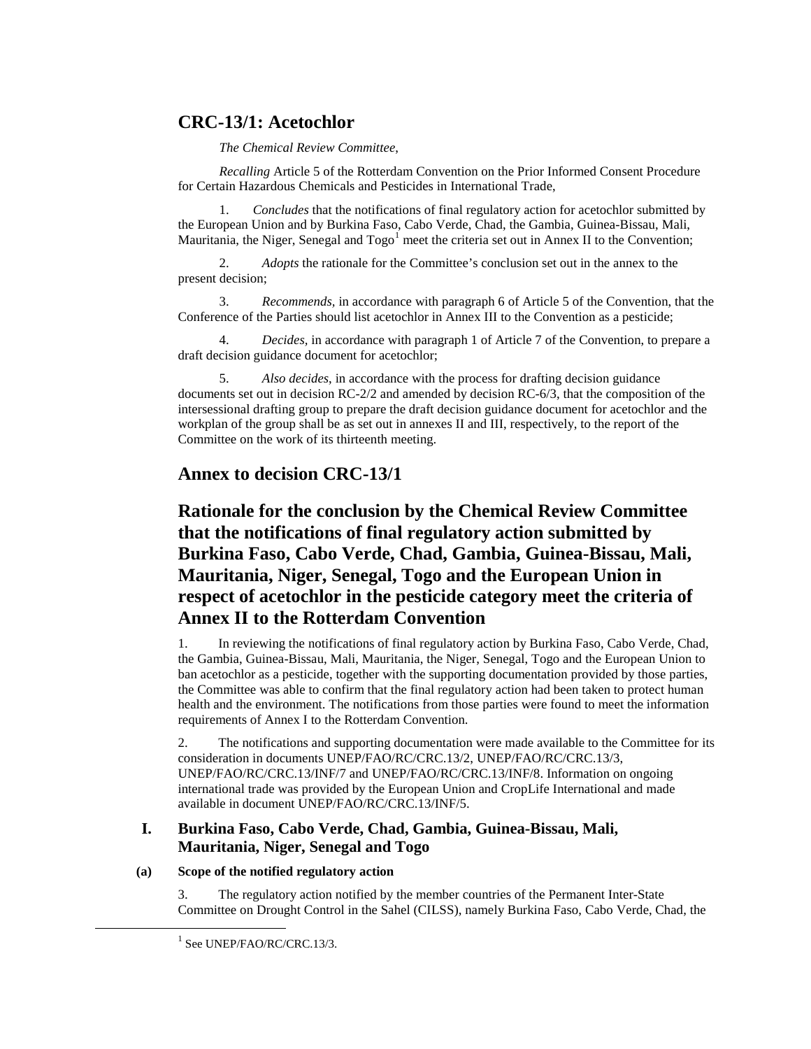## CRC-13/1: Acetochlor

*The Chemical Review Committee*,

*Recalling* Article 5 of the Rotterdam Convention on the Prior Informed Consent Procedure for Certain Hazardous Chemicals and Pesticides in International Trade,

1. *Concludes* that the notifications of final regulatory action for acetochlor submitted by the European Union and by Burkina Faso, Cabo Verde, Chad, the Gambia, Guinea-Bissau, Mali, Mauritania, the Niger, Senegal and Togo[1] meet the criteria set out in Annex II to the Convention;

2. *Adopts* the rationale for the Committee's conclusion set out in the annex to the present decision;

3. *Recommends*, in accordance with paragraph 6 of Article 5 of the Convention, that the Conference of the Parties should list acetochlor in Annex III to the Convention as a pesticide;

4. *Decides*, in accordance with paragraph 1 of Article 7 of the Convention, to prepare a draft decision guidance document for acetochlor;

5. *Also decides*, in accordance with the process for drafting decision guidance documents set out in decision RC-2/2 and amended by decision RC-6/3, that the composition of the intersessional drafting group to prepare the draft decision guidance document for acetochlor and the workplan of the group shall be as set out in annexes II and III, respectively, to the report of the Committee on the work of its thirteenth meeting.

## Annex to decision CRC-13/1

## Rationale for the conclusion by the Chemical Review Committee that the notifications of final regulatory action submitted by Burkina Faso, Cabo Verde, Chad, Gambia, Guinea-Bissau, Mali, Mauritania, Niger, Senegal, Togo and the European Union in respect of acetochlor in the pesticide category meet the criteria of Annex II to the Rotterdam Convention

1. In reviewing the notifications of final regulatory action by Burkina Faso, Cabo Verde, Chad, the Gambia, Guinea-Bissau, Mali, Mauritania, the Niger, Senegal, Togo and the European Union to ban acetochlor as a pesticide, together with the supporting documentation provided by those parties, the Committee was able to confirm that the final regulatory action had been taken to protect human health and the environment. The notifications from those parties were found to meet the information requirements of Annex I to the Rotterdam Convention.

2. The notifications and supporting documentation were made available to the Committee for its consideration in documents UNEP/FAO/RC/CRC.13/2, UNEP/FAO/RC/CRC.13/3, UNEP/FAO/RC/CRC.13/INF/7 and UNEP/FAO/RC/CRC.13/INF/8. Information on ongoing international trade was provided by the European Union and CropLife International and made available in document UNEP/FAO/RC/CRC.13/INF/5.

### I. Burkina Faso, Cabo Verde, Chad, Gambia, Guinea-Bissau, Mali, Mauritania, Niger, Senegal and Togo

#### (a) Scope of the notified regulatory action

3. The regulatory action notified by the member countries of the Permanent Inter-State Committee on Drought Control in the Sahel (CILSS), namely Burkina Faso, Cabo Verde, Chad, the

[1] See UNEP/FAO/RC/CRC.13/3.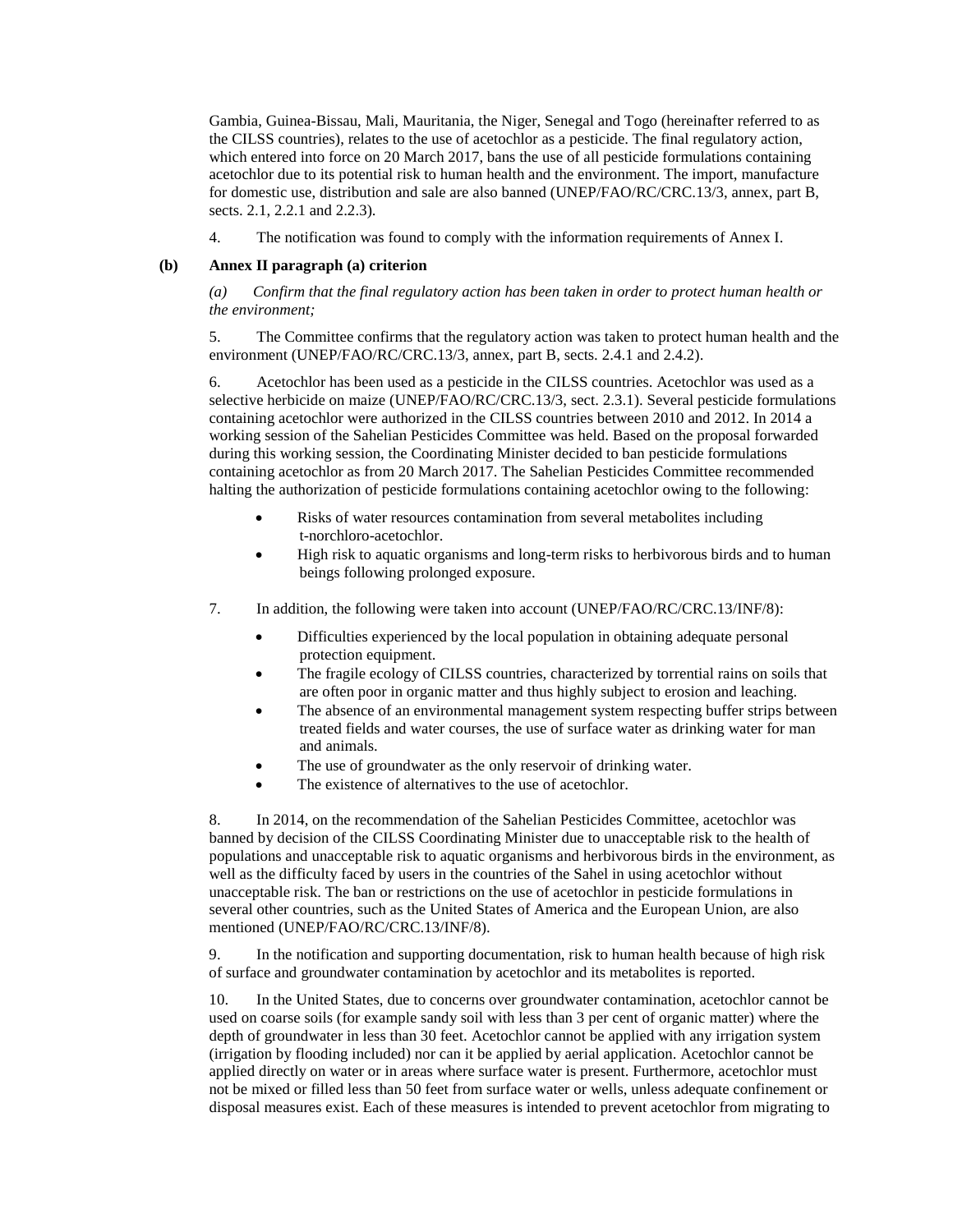Gambia, Guinea-Bissau, Mali, Mauritania, the Niger, Senegal and Togo (hereinafter referred to as the CILSS countries), relates to the use of acetochlor as a pesticide. The final regulatory action, which entered into force on 20 March 2017, bans the use of all pesticide formulations containing acetochlor due to its potential risk to human health and the environment. The import, manufacture for domestic use, distribution and sale are also banned (UNEP/FAO/RC/CRC.13/3, annex, part B, sects. 2.1, 2.2.1 and 2.2.3).

4. The notification was found to comply with the information requirements of Annex I.

**(b) Annex II paragraph (a) criterion**

*(a) Confirm that the final regulatory action has been taken in order to protect human health or the environment;*

5. The Committee confirms that the regulatory action was taken to protect human health and the environment (UNEP/FAO/RC/CRC.13/3, annex, part B, sects. 2.4.1 and 2.4.2).

6. Acetochlor has been used as a pesticide in the CILSS countries. Acetochlor was used as a selective herbicide on maize (UNEP/FAO/RC/CRC.13/3, sect. 2.3.1). Several pesticide formulations containing acetochlor were authorized in the CILSS countries between 2010 and 2012. In 2014 a working session of the Sahelian Pesticides Committee was held. Based on the proposal forwarded during this working session, the Coordinating Minister decided to ban pesticide formulations containing acetochlor as from 20 March 2017. The Sahelian Pesticides Committee recommended halting the authorization of pesticide formulations containing acetochlor owing to the following:

- Risks of water resources contamination from several metabolites including t-norchloro-acetochlor.
- High risk to aquatic organisms and long-term risks to herbivorous birds and to human beings following prolonged exposure.

7. In addition, the following were taken into account (UNEP/FAO/RC/CRC.13/INF/8):

- Difficulties experienced by the local population in obtaining adequate personal protection equipment.
- The fragile ecology of CILSS countries, characterized by torrential rains on soils that are often poor in organic matter and thus highly subject to erosion and leaching.
- The absence of an environmental management system respecting buffer strips between treated fields and water courses, the use of surface water as drinking water for man and animals.
- The use of groundwater as the only reservoir of drinking water.
- The existence of alternatives to the use of acetochlor.

8. In 2014, on the recommendation of the Sahelian Pesticides Committee, acetochlor was banned by decision of the CILSS Coordinating Minister due to unacceptable risk to the health of populations and unacceptable risk to aquatic organisms and herbivorous birds in the environment, as well as the difficulty faced by users in the countries of the Sahel in using acetochlor without unacceptable risk. The ban or restrictions on the use of acetochlor in pesticide formulations in several other countries, such as the United States of America and the European Union, are also mentioned (UNEP/FAO/RC/CRC.13/INF/8).

9. In the notification and supporting documentation, risk to human health because of high risk of surface and groundwater contamination by acetochlor and its metabolites is reported.

10. In the United States, due to concerns over groundwater contamination, acetochlor cannot be used on coarse soils (for example sandy soil with less than 3 per cent of organic matter) where the depth of groundwater in less than 30 feet. Acetochlor cannot be applied with any irrigation system (irrigation by flooding included) nor can it be applied by aerial application. Acetochlor cannot be applied directly on water or in areas where surface water is present. Furthermore, acetochlor must not be mixed or filled less than 50 feet from surface water or wells, unless adequate confinement or disposal measures exist. Each of these measures is intended to prevent acetochlor from migrating to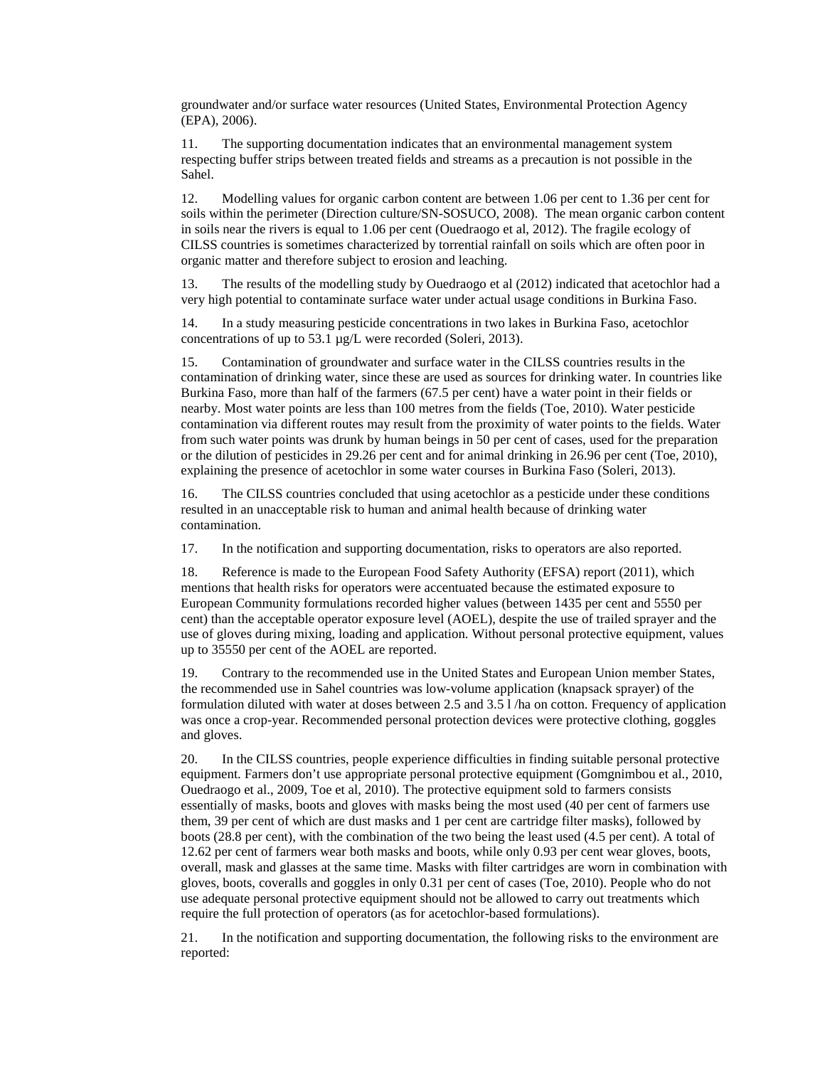groundwater and/or surface water resources (United States, Environmental Protection Agency (EPA), 2006).

11. The supporting documentation indicates that an environmental management system respecting buffer strips between treated fields and streams as a precaution is not possible in the Sahel.

12. Modelling values for organic carbon content are between 1.06 per cent to 1.36 per cent for soils within the perimeter (Direction culture/SN-SOSUCO, 2008). The mean organic carbon content in soils near the rivers is equal to 1.06 per cent (Ouedraogo et al, 2012). The fragile ecology of CILSS countries is sometimes characterized by torrential rainfall on soils which are often poor in organic matter and therefore subject to erosion and leaching.

13. The results of the modelling study by Ouedraogo et al (2012) indicated that acetochlor had a very high potential to contaminate surface water under actual usage conditions in Burkina Faso.

14. In a study measuring pesticide concentrations in two lakes in Burkina Faso, acetochlor concentrations of up to 53.1 µg/L were recorded (Soleri, 2013).

15. Contamination of groundwater and surface water in the CILSS countries results in the contamination of drinking water, since these are used as sources for drinking water. In countries like Burkina Faso, more than half of the farmers (67.5 per cent) have a water point in their fields or nearby. Most water points are less than 100 metres from the fields (Toe, 2010). Water pesticide contamination via different routes may result from the proximity of water points to the fields. Water from such water points was drunk by human beings in 50 per cent of cases, used for the preparation or the dilution of pesticides in 29.26 per cent and for animal drinking in 26.96 per cent (Toe, 2010), explaining the presence of acetochlor in some water courses in Burkina Faso (Soleri, 2013).

16. The CILSS countries concluded that using acetochlor as a pesticide under these conditions resulted in an unacceptable risk to human and animal health because of drinking water contamination.

17. In the notification and supporting documentation, risks to operators are also reported.

18. Reference is made to the European Food Safety Authority (EFSA) report (2011), which mentions that health risks for operators were accentuated because the estimated exposure to European Community formulations recorded higher values (between 1435 per cent and 5550 per cent) than the acceptable operator exposure level (AOEL), despite the use of trailed sprayer and the use of gloves during mixing, loading and application. Without personal protective equipment, values up to 35550 per cent of the AOEL are reported.

19. Contrary to the recommended use in the United States and European Union member States, the recommended use in Sahel countries was low-volume application (knapsack sprayer) of the formulation diluted with water at doses between 2.5 and 3.5 l /ha on cotton. Frequency of application was once a crop-year. Recommended personal protection devices were protective clothing, goggles and gloves.

20. In the CILSS countries, people experience difficulties in finding suitable personal protective equipment. Farmers don't use appropriate personal protective equipment (Gomgnimbou et al., 2010, Ouedraogo et al., 2009, Toe et al, 2010). The protective equipment sold to farmers consists essentially of masks, boots and gloves with masks being the most used (40 per cent of farmers use them, 39 per cent of which are dust masks and 1 per cent are cartridge filter masks), followed by boots (28.8 per cent), with the combination of the two being the least used (4.5 per cent). A total of 12.62 per cent of farmers wear both masks and boots, while only 0.93 per cent wear gloves, boots, overall, mask and glasses at the same time. Masks with filter cartridges are worn in combination with gloves, boots, coveralls and goggles in only 0.31 per cent of cases (Toe, 2010). People who do not use adequate personal protective equipment should not be allowed to carry out treatments which require the full protection of operators (as for acetochlor-based formulations).

21. In the notification and supporting documentation, the following risks to the environment are reported: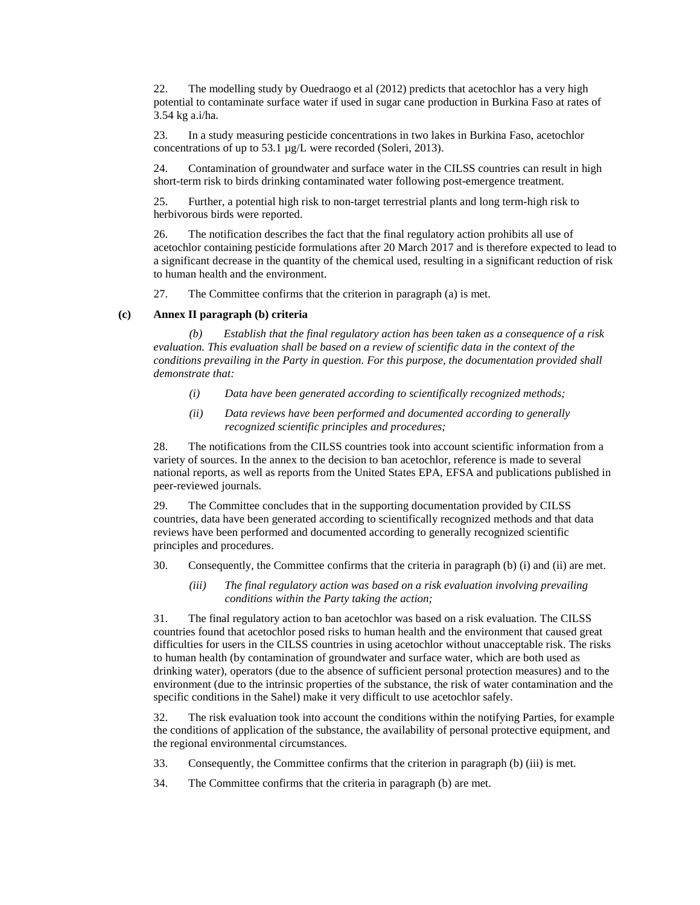22. The modelling study by Ouedraogo et al (2012) predicts that acetochlor has a very high potential to contaminate surface water if used in sugar cane production in Burkina Faso at rates of 3.54 kg a.i/ha.

23. In a study measuring pesticide concentrations in two lakes in Burkina Faso, acetochlor concentrations of up to 53.1 µg/L were recorded (Soleri, 2013).

24. Contamination of groundwater and surface water in the CILSS countries can result in high short-term risk to birds drinking contaminated water following post-emergence treatment.

25. Further, a potential high risk to non-target terrestrial plants and long term-high risk to herbivorous birds were reported.

26. The notification describes the fact that the final regulatory action prohibits all use of acetochlor containing pesticide formulations after 20 March 2017 and is therefore expected to lead to a significant decrease in the quantity of the chemical used, resulting in a significant reduction of risk to human health and the environment.

27. The Committee confirms that the criterion in paragraph (a) is met.

### (c) Annex II paragraph (b) criteria

*(b) Establish that the final regulatory action has been taken as a consequence of a risk evaluation. This evaluation shall be based on a review of scientific data in the context of the conditions prevailing in the Party in question. For this purpose, the documentation provided shall demonstrate that:*

*(i) Data have been generated according to scientifically recognized methods;*

*(ii) Data reviews have been performed and documented according to generally recognized scientific principles and procedures;*

28. The notifications from the CILSS countries took into account scientific information from a variety of sources. In the annex to the decision to ban acetochlor, reference is made to several national reports, as well as reports from the United States EPA, EFSA and publications published in peer-reviewed journals.

29. The Committee concludes that in the supporting documentation provided by CILSS countries, data have been generated according to scientifically recognized methods and that data reviews have been performed and documented according to generally recognized scientific principles and procedures.

30. Consequently, the Committee confirms that the criteria in paragraph (b) (i) and (ii) are met.

*(iii) The final regulatory action was based on a risk evaluation involving prevailing conditions within the Party taking the action;*

31. The final regulatory action to ban acetochlor was based on a risk evaluation. The CILSS countries found that acetochlor posed risks to human health and the environment that caused great difficulties for users in the CILSS countries in using acetochlor without unacceptable risk. The risks to human health (by contamination of groundwater and surface water, which are both used as drinking water), operators (due to the absence of sufficient personal protection measures) and to the environment (due to the intrinsic properties of the substance, the risk of water contamination and the specific conditions in the Sahel) make it very difficult to use acetochlor safely.

32. The risk evaluation took into account the conditions within the notifying Parties, for example the conditions of application of the substance, the availability of personal protective equipment, and the regional environmental circumstances.

33. Consequently, the Committee confirms that the criterion in paragraph (b) (iii) is met.

34. The Committee confirms that the criteria in paragraph (b) are met.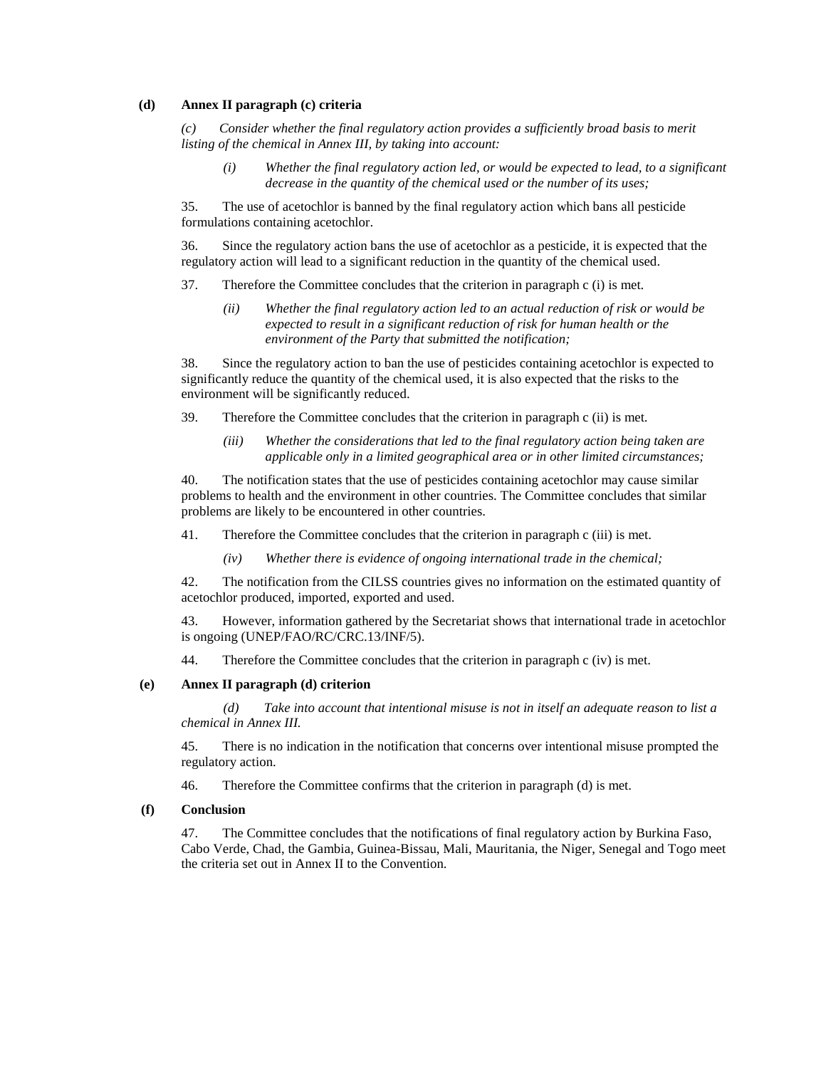### (d) Annex II paragraph (c) criteria

*(c) Consider whether the final regulatory action provides a sufficiently broad basis to merit listing of the chemical in Annex III, by taking into account:*

*(i) Whether the final regulatory action led, or would be expected to lead, to a significant decrease in the quantity of the chemical used or the number of its uses;*

35. The use of acetochlor is banned by the final regulatory action which bans all pesticide formulations containing acetochlor.

36. Since the regulatory action bans the use of acetochlor as a pesticide, it is expected that the regulatory action will lead to a significant reduction in the quantity of the chemical used.

37. Therefore the Committee concludes that the criterion in paragraph c (i) is met.

*(ii) Whether the final regulatory action led to an actual reduction of risk or would be expected to result in a significant reduction of risk for human health or the environment of the Party that submitted the notification;*

38. Since the regulatory action to ban the use of pesticides containing acetochlor is expected to significantly reduce the quantity of the chemical used, it is also expected that the risks to the environment will be significantly reduced.

39. Therefore the Committee concludes that the criterion in paragraph c (ii) is met.

*(iii) Whether the considerations that led to the final regulatory action being taken are applicable only in a limited geographical area or in other limited circumstances;*

40. The notification states that the use of pesticides containing acetochlor may cause similar problems to health and the environment in other countries. The Committee concludes that similar problems are likely to be encountered in other countries.

41. Therefore the Committee concludes that the criterion in paragraph c (iii) is met.

*(iv) Whether there is evidence of ongoing international trade in the chemical;*

42. The notification from the CILSS countries gives no information on the estimated quantity of acetochlor produced, imported, exported and used.

43. However, information gathered by the Secretariat shows that international trade in acetochlor is ongoing (UNEP/FAO/RC/CRC.13/INF/5).

44. Therefore the Committee concludes that the criterion in paragraph c (iv) is met.

### (e) Annex II paragraph (d) criterion

*(d) Take into account that intentional misuse is not in itself an adequate reason to list a chemical in Annex III.*

45. There is no indication in the notification that concerns over intentional misuse prompted the regulatory action.

46. Therefore the Committee confirms that the criterion in paragraph (d) is met.

### (f) Conclusion

47. The Committee concludes that the notifications of final regulatory action by Burkina Faso, Cabo Verde, Chad, the Gambia, Guinea-Bissau, Mali, Mauritania, the Niger, Senegal and Togo meet the criteria set out in Annex II to the Convention.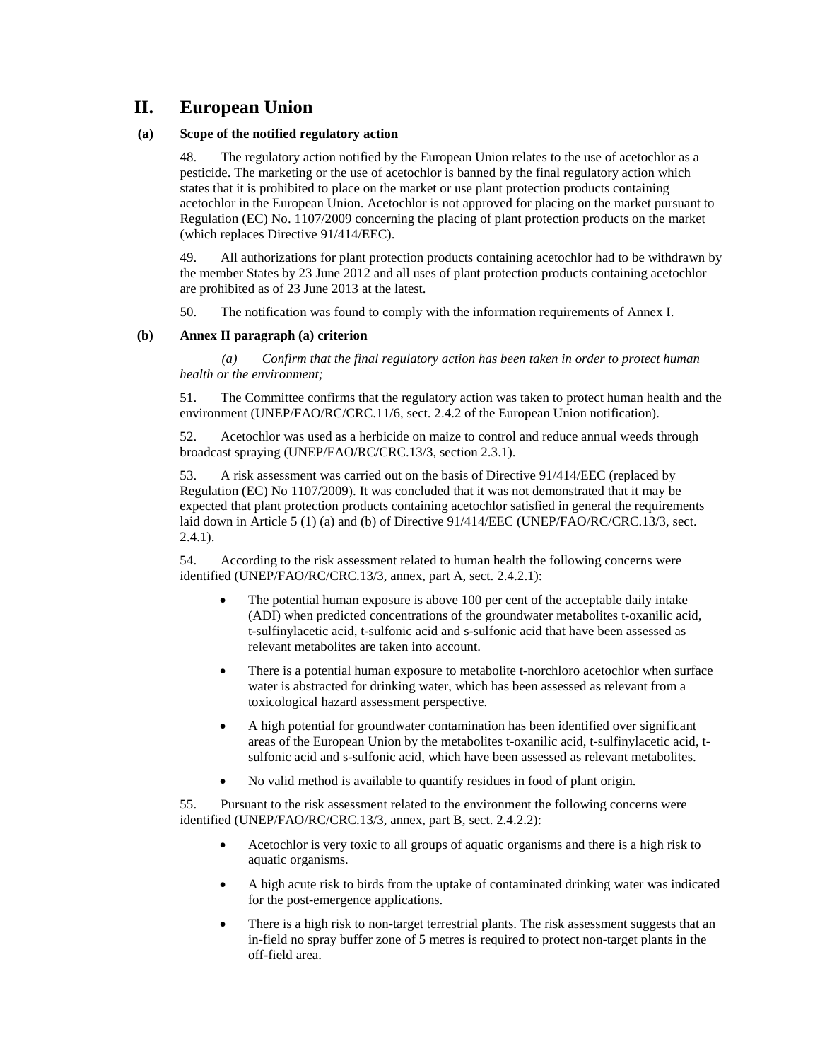# II. European Union

### (a) Scope of the notified regulatory action

48. The regulatory action notified by the European Union relates to the use of acetochlor as a pesticide. The marketing or the use of acetochlor is banned by the final regulatory action which states that it is prohibited to place on the market or use plant protection products containing acetochlor in the European Union. Acetochlor is not approved for placing on the market pursuant to Regulation (EC) No. 1107/2009 concerning the placing of plant protection products on the market (which replaces Directive 91/414/EEC).

49. All authorizations for plant protection products containing acetochlor had to be withdrawn by the member States by 23 June 2012 and all uses of plant protection products containing acetochlor are prohibited as of 23 June 2013 at the latest.

50. The notification was found to comply with the information requirements of Annex I.

### (b) Annex II paragraph (a) criterion

*(a) Confirm that the final regulatory action has been taken in order to protect human health or the environment;*

51. The Committee confirms that the regulatory action was taken to protect human health and the environment (UNEP/FAO/RC/CRC.11/6, sect. 2.4.2 of the European Union notification).

52. Acetochlor was used as a herbicide on maize to control and reduce annual weeds through broadcast spraying (UNEP/FAO/RC/CRC.13/3, section 2.3.1).

53. A risk assessment was carried out on the basis of Directive 91/414/EEC (replaced by Regulation (EC) No 1107/2009). It was concluded that it was not demonstrated that it may be expected that plant protection products containing acetochlor satisfied in general the requirements laid down in Article 5 (1) (a) and (b) of Directive 91/414/EEC (UNEP/FAO/RC/CRC.13/3, sect. 2.4.1).

54. According to the risk assessment related to human health the following concerns were identified (UNEP/FAO/RC/CRC.13/3, annex, part A, sect. 2.4.2.1):

- The potential human exposure is above 100 per cent of the acceptable daily intake (ADI) when predicted concentrations of the groundwater metabolites t-oxanilic acid, t-sulfinylacetic acid, t-sulfonic acid and s-sulfonic acid that have been assessed as relevant metabolites are taken into account.
- There is a potential human exposure to metabolite t-norchloro acetochlor when surface water is abstracted for drinking water, which has been assessed as relevant from a toxicological hazard assessment perspective.
- A high potential for groundwater contamination has been identified over significant areas of the European Union by the metabolites t-oxanilic acid, t-sulfinylacetic acid, t-sulfonic acid and s-sulfonic acid, which have been assessed as relevant metabolites.
- No valid method is available to quantify residues in food of plant origin.

55. Pursuant to the risk assessment related to the environment the following concerns were identified (UNEP/FAO/RC/CRC.13/3, annex, part B, sect. 2.4.2.2):

- Acetochlor is very toxic to all groups of aquatic organisms and there is a high risk to aquatic organisms.
- A high acute risk to birds from the uptake of contaminated drinking water was indicated for the post-emergence applications.
- There is a high risk to non-target terrestrial plants. The risk assessment suggests that an in-field no spray buffer zone of 5 metres is required to protect non-target plants in the off-field area.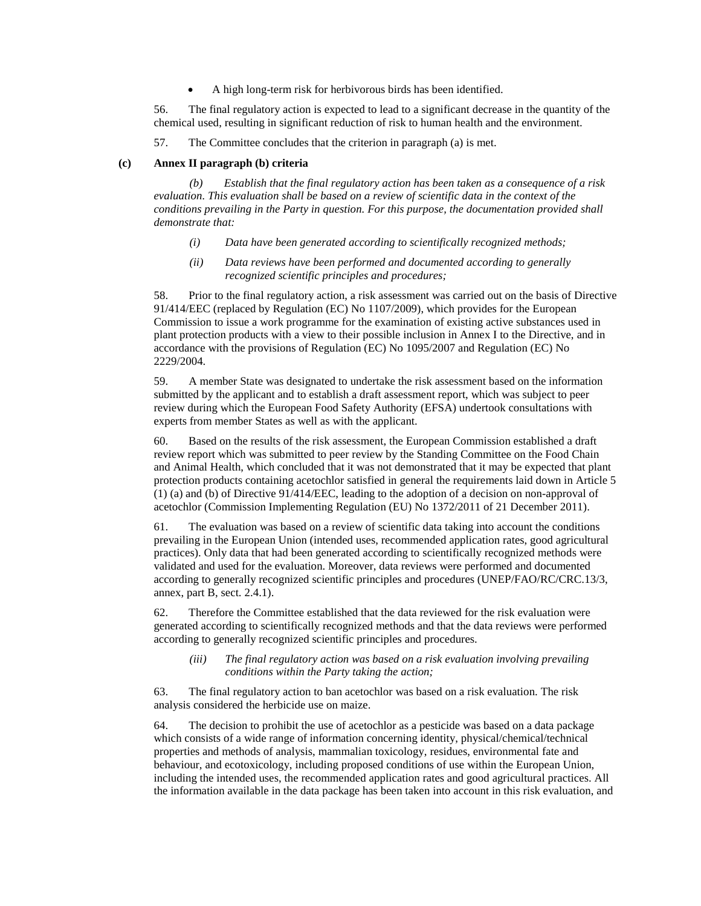- A high long-term risk for herbivorous birds has been identified.

56. The final regulatory action is expected to lead to a significant decrease in the quantity of the chemical used, resulting in significant reduction of risk to human health and the environment.

57. The Committee concludes that the criterion in paragraph (a) is met.

### (c) Annex II paragraph (b) criteria

*(b) Establish that the final regulatory action has been taken as a consequence of a risk evaluation. This evaluation shall be based on a review of scientific data in the context of the conditions prevailing in the Party in question. For this purpose, the documentation provided shall demonstrate that:*

*(i) Data have been generated according to scientifically recognized methods;*

*(ii) Data reviews have been performed and documented according to generally recognized scientific principles and procedures;*

58. Prior to the final regulatory action, a risk assessment was carried out on the basis of Directive 91/414/EEC (replaced by Regulation (EC) No 1107/2009), which provides for the European Commission to issue a work programme for the examination of existing active substances used in plant protection products with a view to their possible inclusion in Annex I to the Directive, and in accordance with the provisions of Regulation (EC) No 1095/2007 and Regulation (EC) No 2229/2004.

59. A member State was designated to undertake the risk assessment based on the information submitted by the applicant and to establish a draft assessment report, which was subject to peer review during which the European Food Safety Authority (EFSA) undertook consultations with experts from member States as well as with the applicant.

60. Based on the results of the risk assessment, the European Commission established a draft review report which was submitted to peer review by the Standing Committee on the Food Chain and Animal Health, which concluded that it was not demonstrated that it may be expected that plant protection products containing acetochlor satisfied in general the requirements laid down in Article 5 (1) (a) and (b) of Directive 91/414/EEC, leading to the adoption of a decision on non-approval of acetochlor (Commission Implementing Regulation (EU) No 1372/2011 of 21 December 2011).

61. The evaluation was based on a review of scientific data taking into account the conditions prevailing in the European Union (intended uses, recommended application rates, good agricultural practices). Only data that had been generated according to scientifically recognized methods were validated and used for the evaluation. Moreover, data reviews were performed and documented according to generally recognized scientific principles and procedures (UNEP/FAO/RC/CRC.13/3, annex, part B, sect. 2.4.1).

62. Therefore the Committee established that the data reviewed for the risk evaluation were generated according to scientifically recognized methods and that the data reviews were performed according to generally recognized scientific principles and procedures.

*(iii) The final regulatory action was based on a risk evaluation involving prevailing conditions within the Party taking the action;*

63. The final regulatory action to ban acetochlor was based on a risk evaluation. The risk analysis considered the herbicide use on maize.

64. The decision to prohibit the use of acetochlor as a pesticide was based on a data package which consists of a wide range of information concerning identity, physical/chemical/technical properties and methods of analysis, mammalian toxicology, residues, environmental fate and behaviour, and ecotoxicology, including proposed conditions of use within the European Union, including the intended uses, the recommended application rates and good agricultural practices. All the information available in the data package has been taken into account in this risk evaluation, and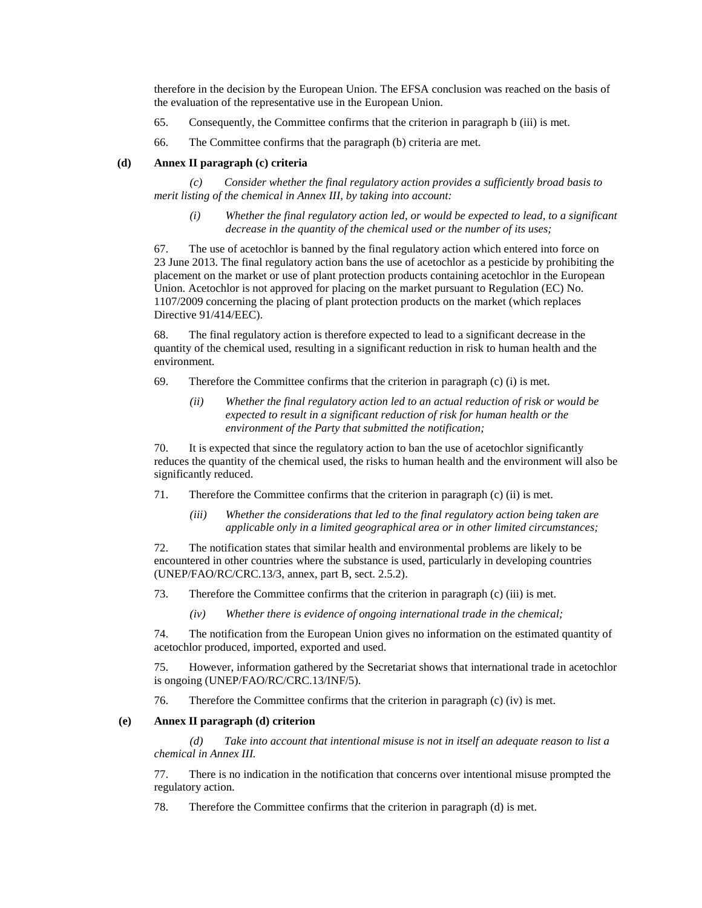therefore in the decision by the European Union. The EFSA conclusion was reached on the basis of the evaluation of the representative use in the European Union.

65. Consequently, the Committee confirms that the criterion in paragraph b (iii) is met.

66. The Committee confirms that the paragraph (b) criteria are met.

**(d) Annex II paragraph (c) criteria**

*(c) Consider whether the final regulatory action provides a sufficiently broad basis to merit listing of the chemical in Annex III, by taking into account:*

*(i) Whether the final regulatory action led, or would be expected to lead, to a significant decrease in the quantity of the chemical used or the number of its uses;*

67. The use of acetochlor is banned by the final regulatory action which entered into force on 23 June 2013. The final regulatory action bans the use of acetochlor as a pesticide by prohibiting the placement on the market or use of plant protection products containing acetochlor in the European Union. Acetochlor is not approved for placing on the market pursuant to Regulation (EC) No. 1107/2009 concerning the placing of plant protection products on the market (which replaces Directive 91/414/EEC).

68. The final regulatory action is therefore expected to lead to a significant decrease in the quantity of the chemical used, resulting in a significant reduction in risk to human health and the environment.

69. Therefore the Committee confirms that the criterion in paragraph (c) (i) is met.

*(ii) Whether the final regulatory action led to an actual reduction of risk or would be expected to result in a significant reduction of risk for human health or the environment of the Party that submitted the notification;*

70. It is expected that since the regulatory action to ban the use of acetochlor significantly reduces the quantity of the chemical used, the risks to human health and the environment will also be significantly reduced.

71. Therefore the Committee confirms that the criterion in paragraph (c) (ii) is met.

*(iii) Whether the considerations that led to the final regulatory action being taken are applicable only in a limited geographical area or in other limited circumstances;*

72. The notification states that similar health and environmental problems are likely to be encountered in other countries where the substance is used, particularly in developing countries (UNEP/FAO/RC/CRC.13/3, annex, part B, sect. 2.5.2).

73. Therefore the Committee confirms that the criterion in paragraph (c) (iii) is met.

*(iv) Whether there is evidence of ongoing international trade in the chemical;*

74. The notification from the European Union gives no information on the estimated quantity of acetochlor produced, imported, exported and used.

75. However, information gathered by the Secretariat shows that international trade in acetochlor is ongoing (UNEP/FAO/RC/CRC.13/INF/5).

76. Therefore the Committee confirms that the criterion in paragraph (c) (iv) is met.

**(e) Annex II paragraph (d) criterion**

*(d) Take into account that intentional misuse is not in itself an adequate reason to list a chemical in Annex III.*

77. There is no indication in the notification that concerns over intentional misuse prompted the regulatory action.

78. Therefore the Committee confirms that the criterion in paragraph (d) is met.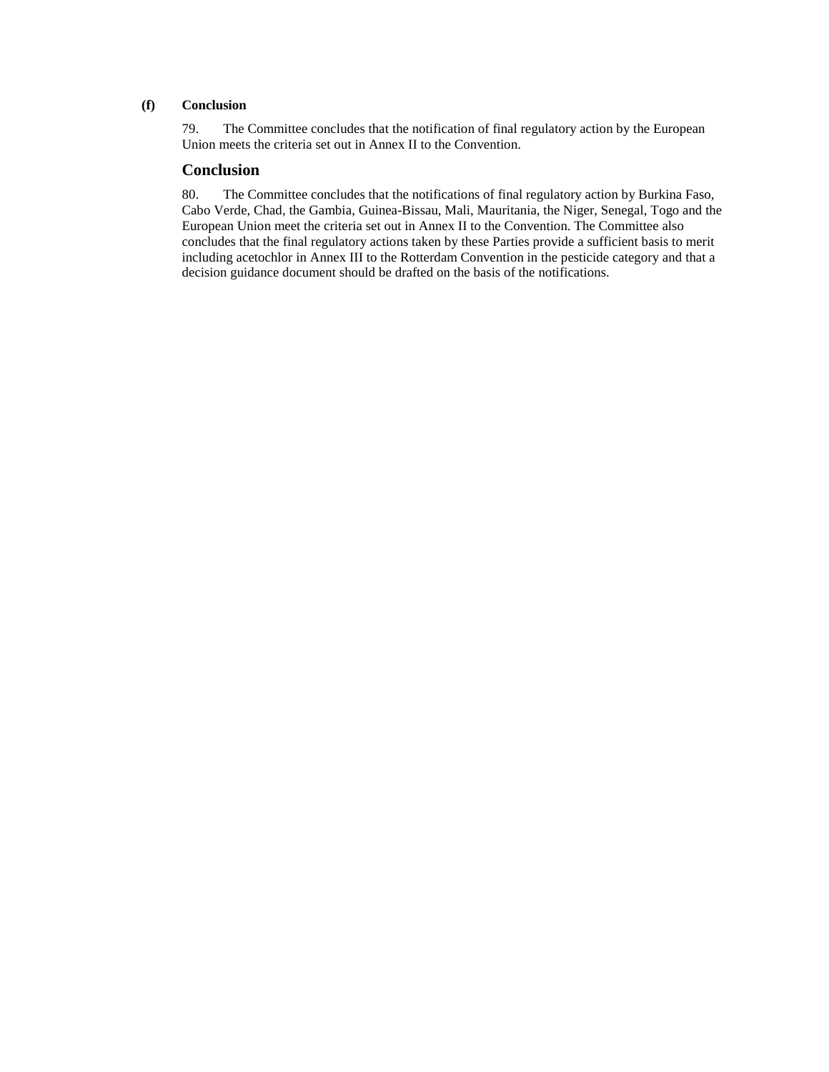#### (f) Conclusion

79. The Committee concludes that the notification of final regulatory action by the European Union meets the criteria set out in Annex II to the Convention.

## Conclusion

80. The Committee concludes that the notifications of final regulatory action by Burkina Faso, Cabo Verde, Chad, the Gambia, Guinea-Bissau, Mali, Mauritania, the Niger, Senegal, Togo and the European Union meet the criteria set out in Annex II to the Convention. The Committee also concludes that the final regulatory actions taken by these Parties provide a sufficient basis to merit including acetochlor in Annex III to the Rotterdam Convention in the pesticide category and that a decision guidance document should be drafted on the basis of the notifications.